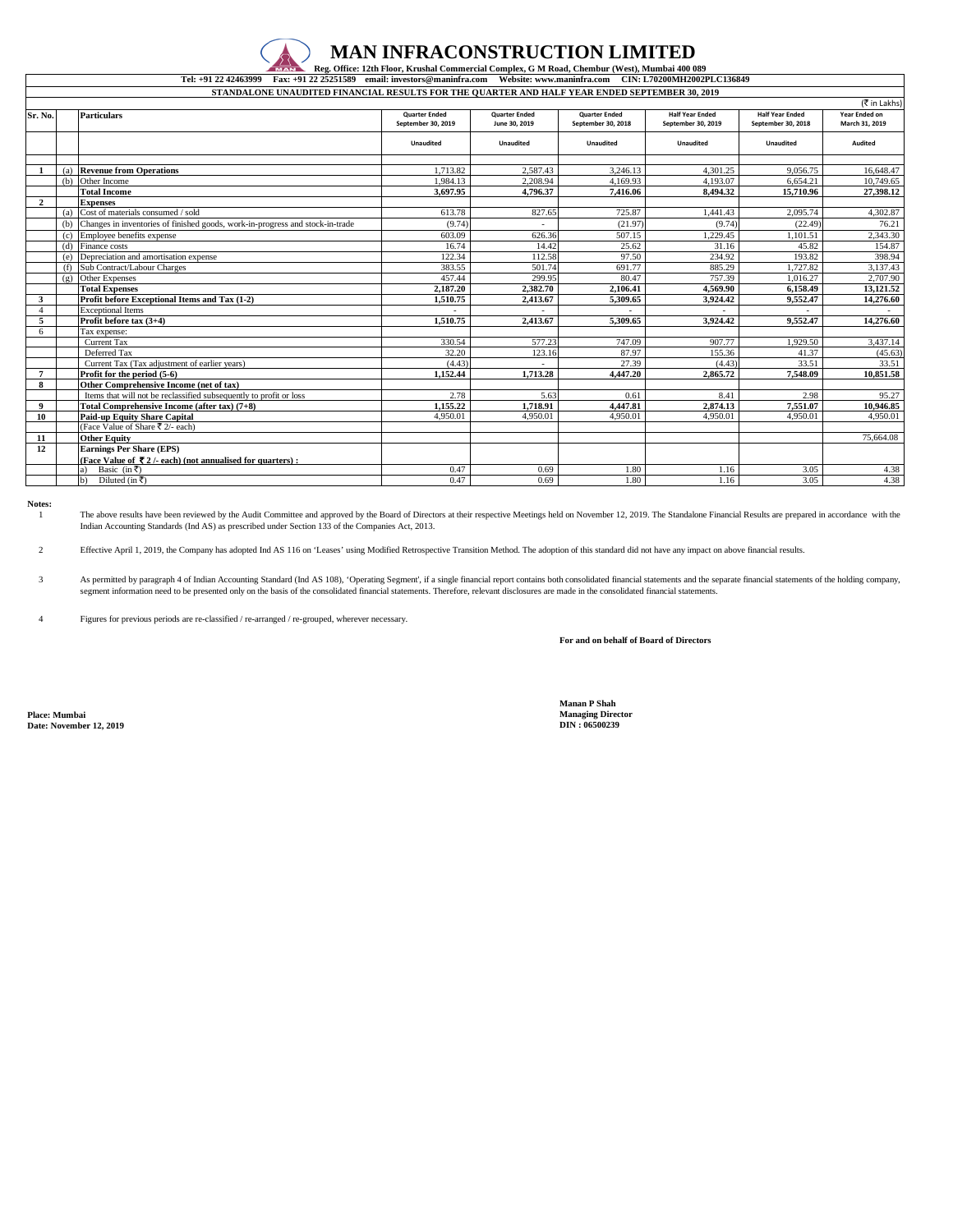# MAN INFRACONSTRUCTION LIMITED

**Reg. Office: 12th Floor, Krushal Commercial Complex, G M Road, Chembur (West), Mumbai 400 089**

**Tel: +91 22 42463999 Fax: +91 22 25251589 email: investors@maninfra.com Website: www.maninfra.com CIN: L70200MH2002PLC136849**

**STANDALONE UNAUDITED FINANCIAL RESULTS FOR THE QUARTER AND HALF YEAR ENDED SEPTEMBER 30, 2019**

(₹ in Lakhs)

| Sr. No. | | Particulars | Quarter Ended September 30, 2019 | Quarter Ended June 30, 2019 | Quarter Ended September 30, 2018 | Half Year Ended September 30, 2019 | Half Year Ended September 30, 2018 | Year Ended on March 31, 2019 |
|---|---|---|---|---|---|---|---|---|
| | | | Unaudited | Unaudited | Unaudited | Unaudited | Unaudited | Audited |
| **1** | (a) | **Revenue from Operations** | 1,713.82 | 2,587.43 | 3,246.13 | 4,301.25 | 9,056.75 | 16,648.47 |
| | (b) | Other Income | 1,984.13 | 2,208.94 | 4,169.93 | 4,193.07 | 6,654.21 | 10,749.65 |
| | | **Total Income** | **3,697.95** | **4,796.37** | **7,416.06** | **8,494.32** | **15,710.96** | **27,398.12** |
| **2** | | **Expenses** | | | | | | |
| | (a) | Cost of materials consumed / sold | 613.78 | 827.65 | 725.87 | 1,441.43 | 2,095.74 | 4,302.87 |
| | (b) | Changes in inventories of finished goods, work-in-progress and stock-in-trade | (9.74) | - | (21.97) | (9.74) | (22.49) | 76.21 |
| | (c) | Employee benefits expense | 603.09 | 626.36 | 507.15 | 1,229.45 | 1,101.51 | 2,343.30 |
| | (d) | Finance costs | 16.74 | 14.42 | 25.62 | 31.16 | 45.82 | 154.87 |
| | (e) | Depreciation and amortisation expense | 122.34 | 112.58 | 97.50 | 234.92 | 193.82 | 398.94 |
| | (f) | Sub Contract/Labour Charges | 383.55 | 501.74 | 691.77 | 885.29 | 1,727.82 | 3,137.43 |
| | (g) | Other Expenses | 457.44 | 299.95 | 80.47 | 757.39 | 1,016.27 | 2,707.90 |
| | | **Total Expenses** | **2,187.20** | **2,382.70** | **2,106.41** | **4,569.90** | **6,158.49** | **13,121.52** |
| **3** | | **Profit before Exceptional Items and Tax (1-2)** | **1,510.75** | **2,413.67** | **5,309.65** | **3,924.42** | **9,552.47** | **14,276.60** |
| 4 | | Exceptional Items | - | - | - | - | - | - |
| **5** | | **Profit before tax (3+4)** | **1,510.75** | **2,413.67** | **5,309.65** | **3,924.42** | **9,552.47** | **14,276.60** |
| 6 | | Tax expense: | | | | | | |
| | | Current Tax | 330.54 | 577.23 | 747.09 | 907.77 | 1,929.50 | 3,437.14 |
| | | Deferred Tax | 32.20 | 123.16 | 87.97 | 155.36 | 41.37 | (45.63) |
| | | Current Tax (Tax adjustment of earlier years) | (4.43) | - | 27.39 | (4.43) | 33.51 | 33.51 |
| **7** | | **Profit for the period (5-6)** | **1,152.44** | **1,713.28** | **4,447.20** | **2,865.72** | **7,548.09** | **10,851.58** |
| **8** | | **Other Comprehensive Income (net of tax)** | | | | | | |
| | | Items that will not be reclassified subsequently to profit or loss | 2.78 | 5.63 | 0.61 | 8.41 | 2.98 | 95.27 |
| **9** | | **Total Comprehensive Income (after tax) (7+8)** | **1,155.22** | **1,718.91** | **4,447.81** | **2,874.13** | **7,551.07** | **10,946.85** |
| **10** | | **Paid-up Equity Share Capital** | 4,950.01 | 4,950.01 | 4,950.01 | 4,950.01 | 4,950.01 | 4,950.01 |
| | | (Face Value of Share ₹ 2/- each) | | | | | | |
| **11** | | **Other Equity** | | | | | | 75,664.08 |
| **12** | | **Earnings Per Share (EPS)** | | | | | | |
| | | **(Face Value of ₹ 2 /- each) (not annualised for quarters) :** | | | | | | |
| | | a) Basic (in ₹) | 0.47 | 0.69 | 1.80 | 1.16 | 3.05 | 4.38 |
| | | b) Diluted (in ₹) | 0.47 | 0.69 | 1.80 | 1.16 | 3.05 | 4.38 |

**Notes:**

1. The above results have been reviewed by the Audit Committee and approved by the Board of Directors at their respective Meetings held on November 12, 2019. The Standalone Financial Results are prepared in accordance with the Indian Accounting Standards (Ind AS) as prescribed under Section 133 of the Companies Act, 2013.

2. Effective April 1, 2019, the Company has adopted Ind AS 116 on 'Leases' using Modified Retrospective Transition Method. The adoption of this standard did not have any impact on above financial results.

3. As permitted by paragraph 4 of Indian Accounting Standard (Ind AS 108), 'Operating Segment', if a single financial report contains both consolidated financial statements and the separate financial statements of the holding company, segment information need to be presented only on the basis of the consolidated financial statements. Therefore, relevant disclosures are made in the consolidated financial statements.

4. Figures for previous periods are re-classified / re-arranged / re-grouped, wherever necessary.

**For and on behalf of Board of Directors**

**Manan P Shah**
**Managing Director**
**DIN : 06500239**

**Place: Mumbai**
**Date: November 12, 2019**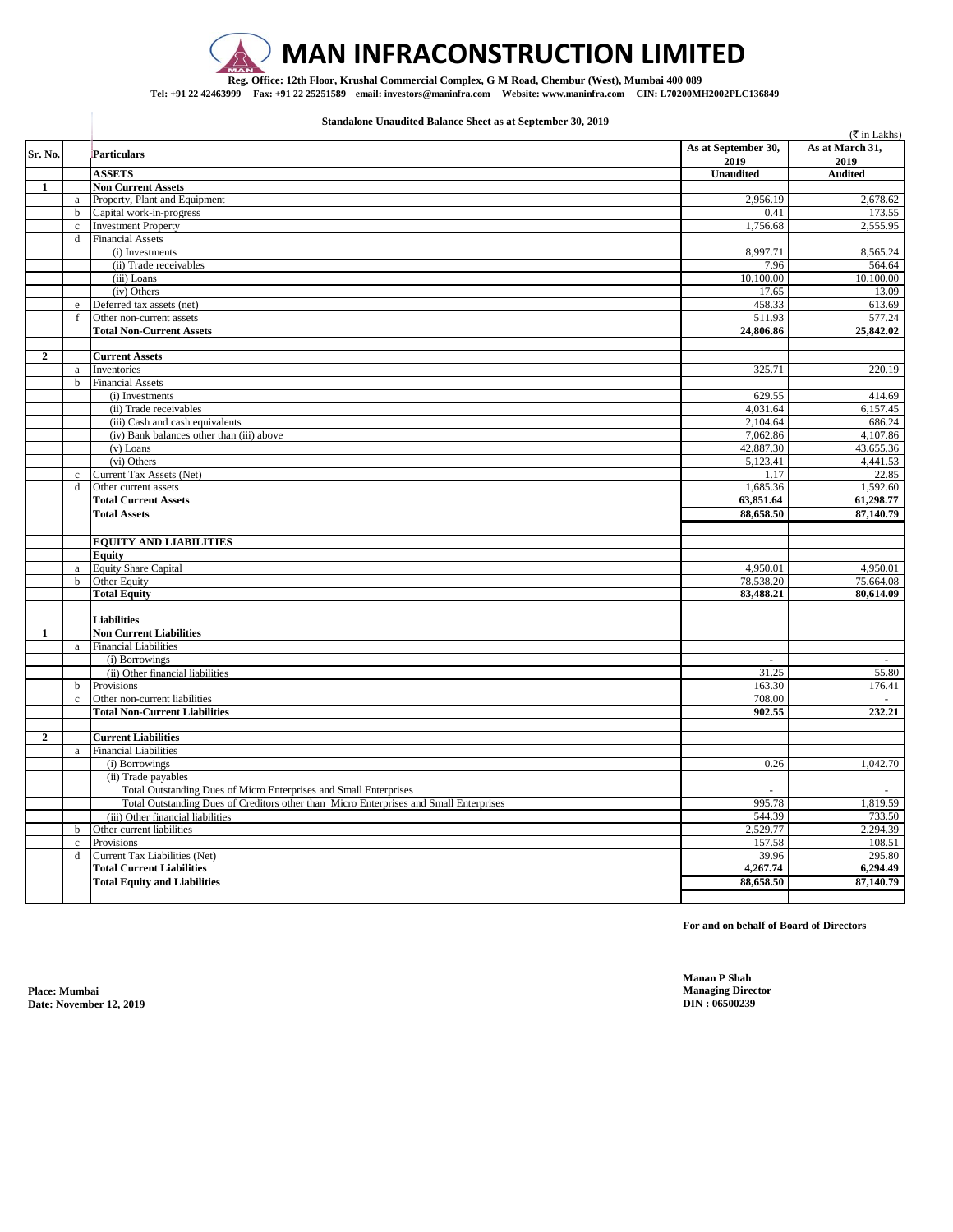# MAN INFRACONSTRUCTION LIMITED

**Reg. Office: 12th Floor, Krushal Commercial Complex, G M Road, Chembur (West), Mumbai 400 089**

**Tel: +91 22 42463999 Fax: +91 22 25251589 email: investors@maninfra.com Website: www.maninfra.com CIN: L70200MH2002PLC136849**

**Standalone Unaudited Balance Sheet as at September 30, 2019**

(₹ in Lakhs)

| Sr. No. | | Particulars | As at September 30, 2019 | As at March 31, 2019 |
|---|---|---|---|---|
| | | **ASSETS** | **Unaudited** | **Audited** |
| **1** | | **Non Current Assets** | | |
| | a | Property, Plant and Equipment | 2,956.19 | 2,678.62 |
| | b | Capital work-in-progress | 0.41 | 173.55 |
| | c | Investment Property | 1,756.68 | 2,555.95 |
| | d | Financial Assets | | |
| | | (i) Investments | 8,997.71 | 8,565.24 |
| | | (ii) Trade receivables | 7.96 | 564.64 |
| | | (iii) Loans | 10,100.00 | 10,100.00 |
| | | (iv) Others | 17.65 | 13.09 |
| | e | Deferred tax assets (net) | 458.33 | 613.69 |
| | f | Other non-current assets | 511.93 | 577.24 |
| | | **Total Non-Current Assets** | **24,806.86** | **25,842.02** |
| | | | | |
| **2** | | **Current Assets** | | |
| | a | Inventories | 325.71 | 220.19 |
| | b | Financial Assets | | |
| | | (i) Investments | 629.55 | 414.69 |
| | | (ii) Trade receivables | 4,031.64 | 6,157.45 |
| | | (iii) Cash and cash equivalents | 2,104.64 | 686.24 |
| | | (iv) Bank balances other than (iii) above | 7,062.86 | 4,107.86 |
| | | (v) Loans | 42,887.30 | 43,655.36 |
| | | (vi) Others | 5,123.41 | 4,441.53 |
| | c | Current Tax Assets (Net) | 1.17 | 22.85 |
| | d | Other current assets | 1,685.36 | 1,592.60 |
| | | **Total Current Assets** | **63,851.64** | **61,298.77** |
| | | **Total Assets** | **88,658.50** | **87,140.79** |
| | | | | |
| | | **EQUITY AND LIABILITIES** | | |
| | | **Equity** | | |
| | a | Equity Share Capital | 4,950.01 | 4,950.01 |
| | b | Other Equity | 78,538.20 | 75,664.08 |
| | | **Total Equity** | **83,488.21** | **80,614.09** |
| | | | | |
| | | **Liabilities** | | |
| **1** | | **Non Current Liabilities** | | |
| | a | Financial Liabilities | | |
| | | (i) Borrowings | - | - |
| | | (ii) Other financial liabilities | 31.25 | 55.80 |
| | b | Provisions | 163.30 | 176.41 |
| | c | Other non-current liabilities | 708.00 | - |
| | | **Total Non-Current Liabilities** | **902.55** | **232.21** |
| | | | | |
| **2** | | **Current Liabilities** | | |
| | a | Financial Liabilities | | |
| | | (i) Borrowings | 0.26 | 1,042.70 |
| | | (ii) Trade payables | | |
| | | Total Outstanding Dues of Micro Enterprises and Small Enterprises | - | - |
| | | Total Outstanding Dues of Creditors other than Micro Enterprises and Small Enterprises | 995.78 | 1,819.59 |
| | | (iii) Other financial liabilities | 544.39 | 733.50 |
| | b | Other current liabilities | 2,529.77 | 2,294.39 |
| | c | Provisions | 157.58 | 108.51 |
| | d | Current Tax Liabilities (Net) | 39.96 | 295.80 |
| | | **Total Current Liabilities** | **4,267.74** | **6,294.49** |
| | | **Total Equity and Liabilities** | **88,658.50** | **87,140.79** |

**For and on behalf of Board of Directors**

**Place: Mumbai**
**Date: November 12, 2019**

**Manan P Shah**
**Managing Director**
**DIN : 06500239**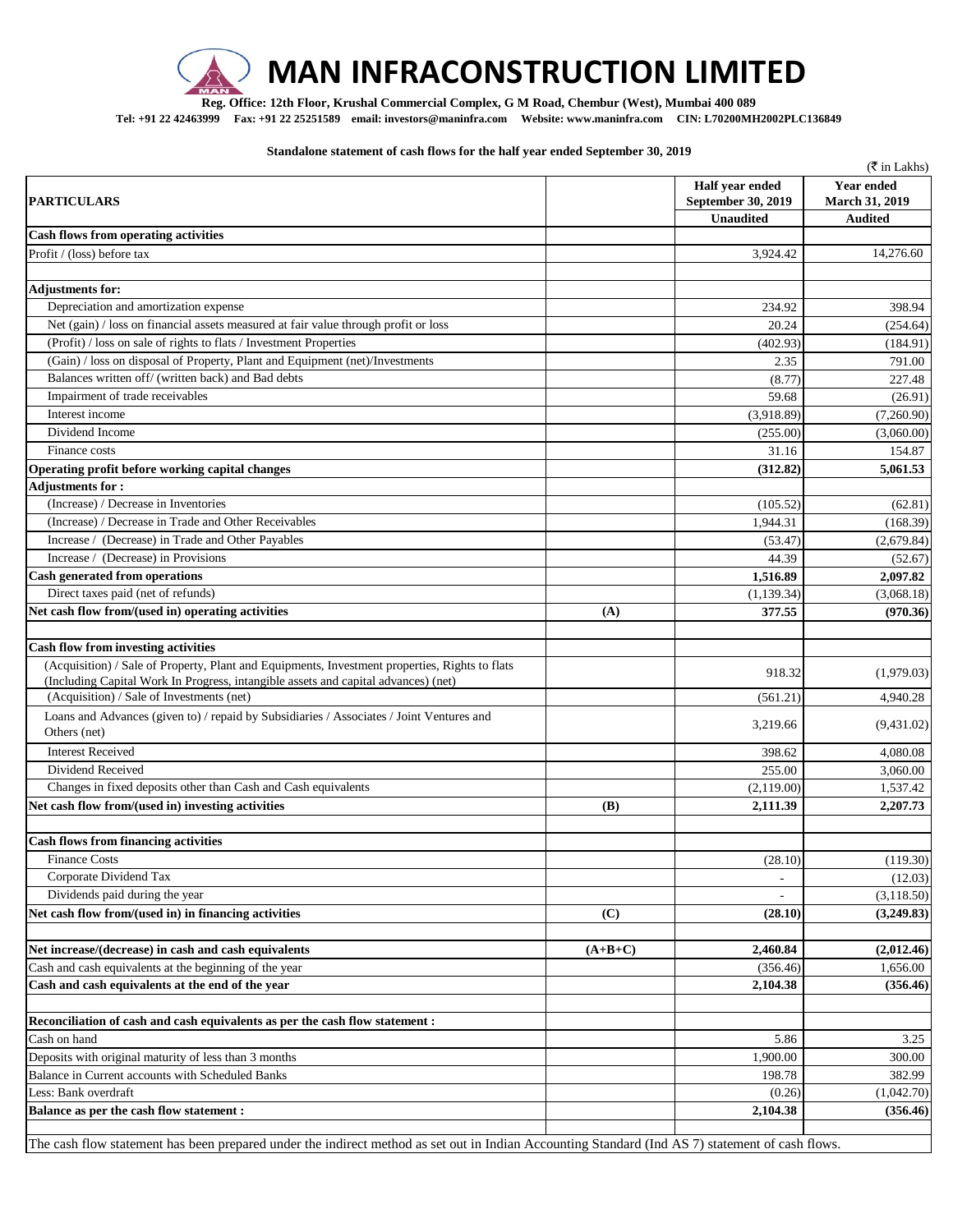# MAN INFRACONSTRUCTION LIMITED

**Reg. Office: 12th Floor, Krushal Commercial Complex, G M Road, Chembur (West), Mumbai 400 089**

**Tel: +91 22 42463999 Fax: +91 22 25251589 email: investors@maninfra.com Website: www.maninfra.com CIN: L70200MH2002PLC136849**

**Standalone statement of cash flows for the half year ended September 30, 2019**

(₹ in Lakhs)

| PARTICULARS | | Half year ended September 30, 2019 | Year ended March 31, 2019 |
|---|---|---|---|
| | | **Unaudited** | **Audited** |
| **Cash flows from operating activities** | | | |
| Profit / (loss) before tax | | 3,924.42 | 14,276.60 |
| | | | |
| **Adjustments for:** | | | |
| Depreciation and amortization expense | | 234.92 | 398.94 |
| Net (gain) / loss on financial assets measured at fair value through profit or loss | | 20.24 | (254.64) |
| (Profit) / loss on sale of rights to flats / Investment Properties | | (402.93) | (184.91) |
| (Gain) / loss on disposal of Property, Plant and Equipment (net)/Investments | | 2.35 | 791.00 |
| Balances written off/ (written back) and Bad debts | | (8.77) | 227.48 |
| Impairment of trade receivables | | 59.68 | (26.91) |
| Interest income | | (3,918.89) | (7,260.90) |
| Dividend Income | | (255.00) | (3,060.00) |
| Finance costs | | 31.16 | 154.87 |
| **Operating profit before working capital changes** | | **(312.82)** | **5,061.53** |
| **Adjustments for :** | | | |
| (Increase) / Decrease in Inventories | | (105.52) | (62.81) |
| (Increase) / Decrease in Trade and Other Receivables | | 1,944.31 | (168.39) |
| Increase / (Decrease) in Trade and Other Payables | | (53.47) | (2,679.84) |
| Increase / (Decrease) in Provisions | | 44.39 | (52.67) |
| **Cash generated from operations** | | **1,516.89** | **2,097.82** |
| Direct taxes paid (net of refunds) | | (1,139.34) | (3,068.18) |
| **Net cash flow from/(used in) operating activities** | **(A)** | **377.55** | **(970.36)** |
| | | | |
| **Cash flow from investing activities** | | | |
| (Acquisition) / Sale of Property, Plant and Equipments, Investment properties, Rights to flats (Including Capital Work In Progress, intangible assets and capital advances) (net) | | 918.32 | (1,979.03) |
| (Acquisition) / Sale of Investments (net) | | (561.21) | 4,940.28 |
| Loans and Advances (given to) / repaid by Subsidiaries / Associates / Joint Ventures and Others (net) | | 3,219.66 | (9,431.02) |
| Interest Received | | 398.62 | 4,080.08 |
| Dividend Received | | 255.00 | 3,060.00 |
| Changes in fixed deposits other than Cash and Cash equivalents | | (2,119.00) | 1,537.42 |
| **Net cash flow from/(used in) investing activities** | **(B)** | **2,111.39** | **2,207.73** |
| | | | |
| **Cash flows from financing activities** | | | |
| Finance Costs | | (28.10) | (119.30) |
| Corporate Dividend Tax | | - | (12.03) |
| Dividends paid during the year | | - | (3,118.50) |
| **Net cash flow from/(used in) in financing activities** | **(C)** | **(28.10)** | **(3,249.83)** |
| | | | |
| **Net increase/(decrease) in cash and cash equivalents** | **(A+B+C)** | **2,460.84** | **(2,012.46)** |
| Cash and cash equivalents at the beginning of the year | | (356.46) | 1,656.00 |
| **Cash and cash equivalents at the end of the year** | | **2,104.38** | **(356.46)** |
| | | | |
| **Reconciliation of cash and cash equivalents as per the cash flow statement :** | | | |
| Cash on hand | | 5.86 | 3.25 |
| Deposits with original maturity of less than 3 months | | 1,900.00 | 300.00 |
| Balance in Current accounts with Scheduled Banks | | 198.78 | 382.99 |
| Less: Bank overdraft | | (0.26) | (1,042.70) |
| **Balance as per the cash flow statement :** | | **2,104.38** | **(356.46)** |

The cash flow statement has been prepared under the indirect method as set out in Indian Accounting Standard (Ind AS 7) statement of cash flows.